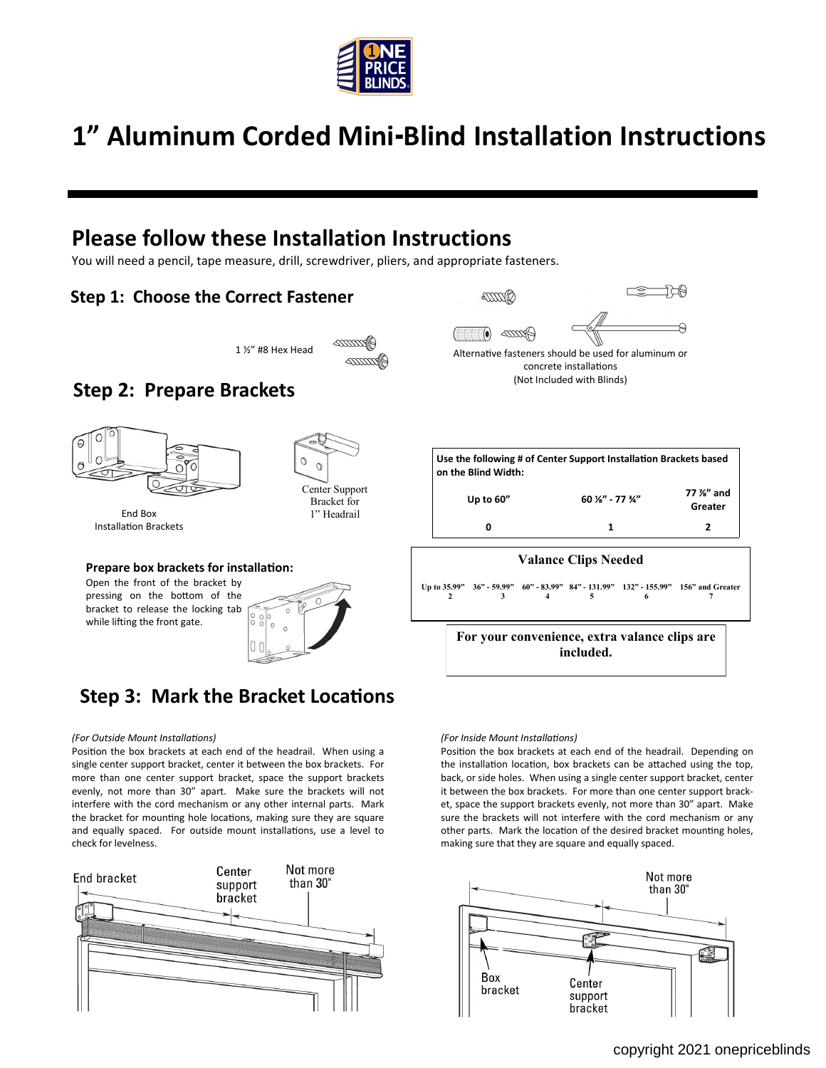# 1" Aluminum Corded Mini-Blind Installation Instructions

## Please follow these Installation Instructions

You will need a pencil, tape measure, drill, screwdriver, pliers, and appropriate fasteners.

### Step 1: Choose the Correct Fastener

1 ½" #8 Hex Head

Alternative fasteners should be used for aluminum or concrete installations (Not Included with Blinds)

### Step 2: Prepare Brackets

End Box Installation Brackets

Center Support Bracket for 1" Headrail

| Use the following # of Center Support Installation Brackets based on the Blind Width: | | |
|---|---|---|
| Up to 60" | 60 ⅛" - 77 ¾" | 77 ⅞" and Greater |
| 0 | 1 | 2 |

**Prepare box brackets for installation:**
Open the front of the bracket by pressing on the bottom of the bracket to release the locking tab while lifting the front gate.

**Valance Clips Needed**

| Up to 35.99" | 36" - 59.99" | 60" - 83.99" | 84" - 131.99" | 132" - 155.99" | 156" and Greater |
|---|---|---|---|---|---|
| 2 | 3 | 4 | 5 | 6 | 7 |

**For your convenience, extra valance clips are included.**

### Step 3: Mark the Bracket Locations

*(For Outside Mount Installations)*
Position the box brackets at each end of the headrail. When using a single center support bracket, center it between the box brackets. For more than one center support bracket, space the support brackets evenly, not more than 30" apart. Make sure the brackets will not interfere with the cord mechanism or any other internal parts. Mark the bracket for mounting hole locations, making sure they are square and equally spaced. For outside mount installations, use a level to check for levelness.

End bracket — Center support bracket — Not more than 30"

*(For Inside Mount Installations)*
Position the box brackets at each end of the headrail. Depending on the installation location, box brackets can be attached using the top, back, or side holes. When using a single center support bracket, center it between the box brackets. For more than one center support bracket, space the support brackets evenly, not more than 30" apart. Make sure the brackets will not interfere with the cord mechanism or any other parts. Mark the location of the desired bracket mounting holes, making sure that they are square and equally spaced.

Not more than 30" — Box bracket — Center support bracket

copyright 2021 onepriceblinds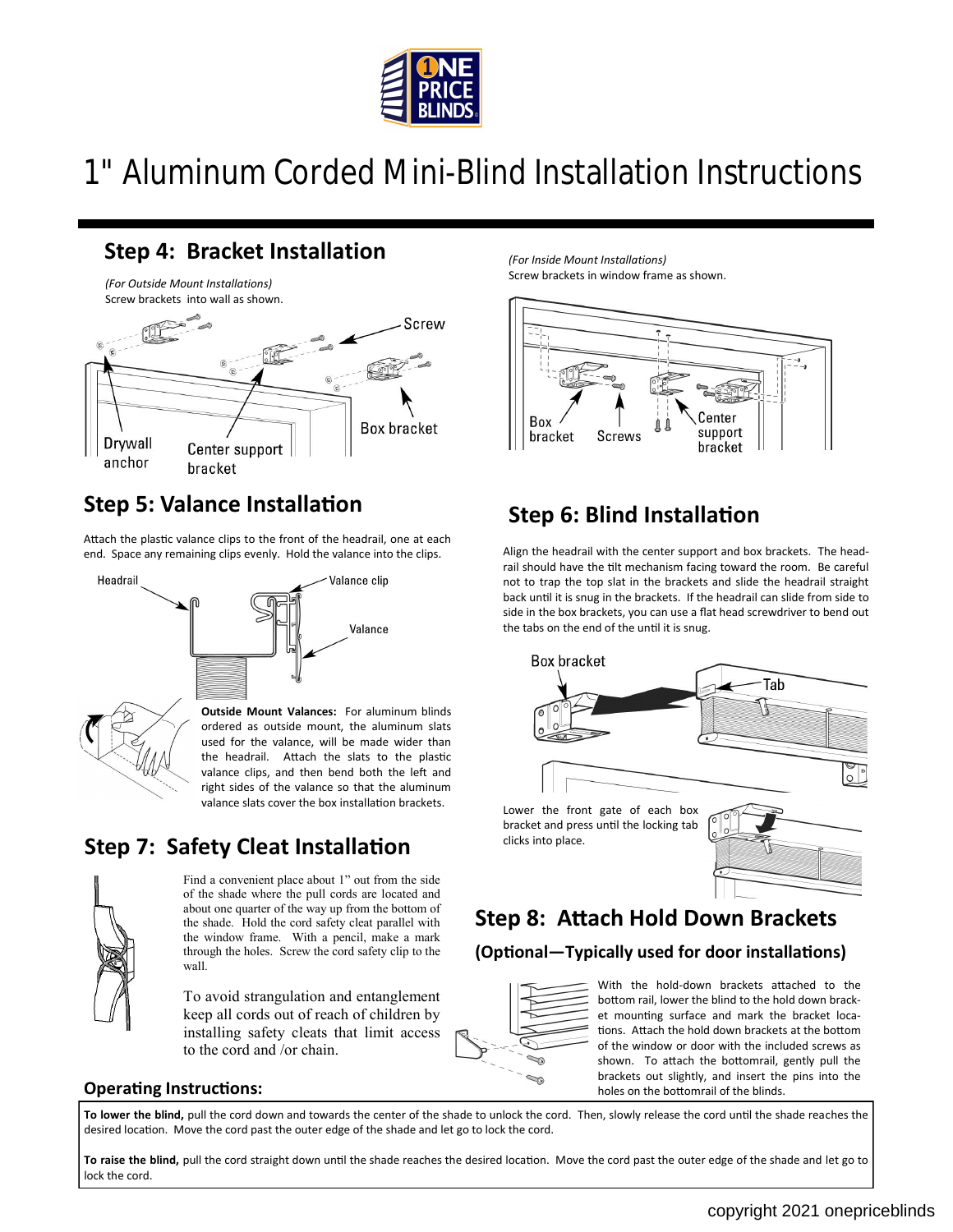# 1" Aluminum Corded Mini-Blind Installation Instructions

## Step 4: Bracket Installation

*(For Outside Mount Installations)*
Screw brackets into wall as shown.

Screw
Box bracket
Drywall anchor
Center support bracket

*(For Inside Mount Installations)*
Screw brackets in window frame as shown.

Box bracket
Screws
Center support bracket

## Step 5: Valance Installation

Attach the plastic valance clips to the front of the headrail, one at each end. Space any remaining clips evenly. Hold the valance into the clips.

Headrail
Valance clip
Valance

**Outside Mount Valances:** For aluminum blinds ordered as outside mount, the aluminum slats used for the valance, will be made wider than the headrail. Attach the slats to the plastic valance clips, and then bend both the left and right sides of the valance so that the aluminum valance slats cover the box installation brackets.

## Step 6: Blind Installation

Align the headrail with the center support and box brackets. The headrail should have the tilt mechanism facing toward the room. Be careful not to trap the top slat in the brackets and slide the headrail straight back until it is snug in the brackets. If the headrail can slide from side to side in the box brackets, you can use a flat head screwdriver to bend out the tabs on the end of the until it is snug.

Box bracket
Tab

Lower the front gate of each box bracket and press until the locking tab clicks into place.

## Step 7: Safety Cleat Installation

Find a convenient place about 1" out from the side of the shade where the pull cords are located and about one quarter of the way up from the bottom of the shade. Hold the cord safety cleat parallel with the window frame. With a pencil, make a mark through the holes. Screw the cord safety clip to the wall.

To avoid strangulation and entanglement keep all cords out of reach of children by installing safety cleats that limit access to the cord and /or chain.

## Step 8: Attach Hold Down Brackets

### (Optional—Typically used for door installations)

With the hold-down brackets attached to the bottom rail, lower the blind to the hold down bracket mounting surface and mark the bracket locations. Attach the hold down brackets at the bottom of the window or door with the included screws as shown. To attach the bottomrail, gently pull the brackets out slightly, and insert the pins into the holes on the bottomrail of the blinds.

### Operating Instructions:

**To lower the blind,** pull the cord down and towards the center of the shade to unlock the cord. Then, slowly release the cord until the shade reaches the desired location. Move the cord past the outer edge of the shade and let go to lock the cord.

**To raise the blind,** pull the cord straight down until the shade reaches the desired location. Move the cord past the outer edge of the shade and let go to lock the cord.

copyright 2021 onepriceblinds